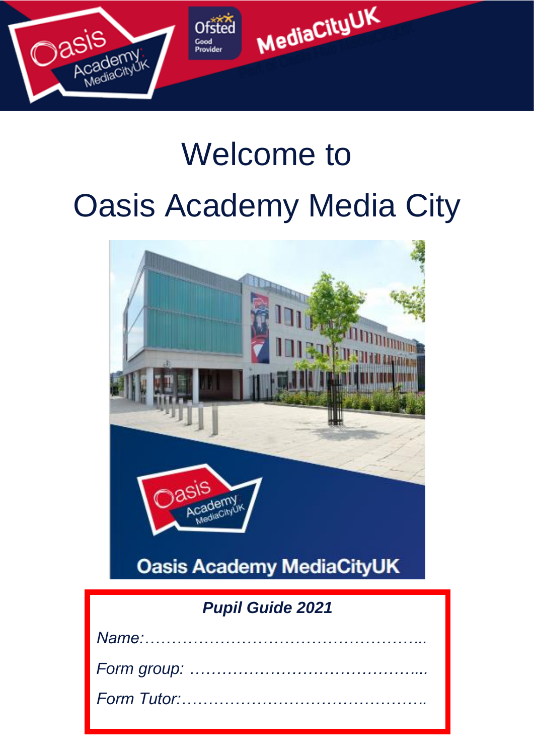# Welcome to

# Oasis Academy Media City

***Pupil Guide 2021***

*Name:……………………………………………..*

*Form group: ……………………………………....*

*Form Tutor:………………………………………..*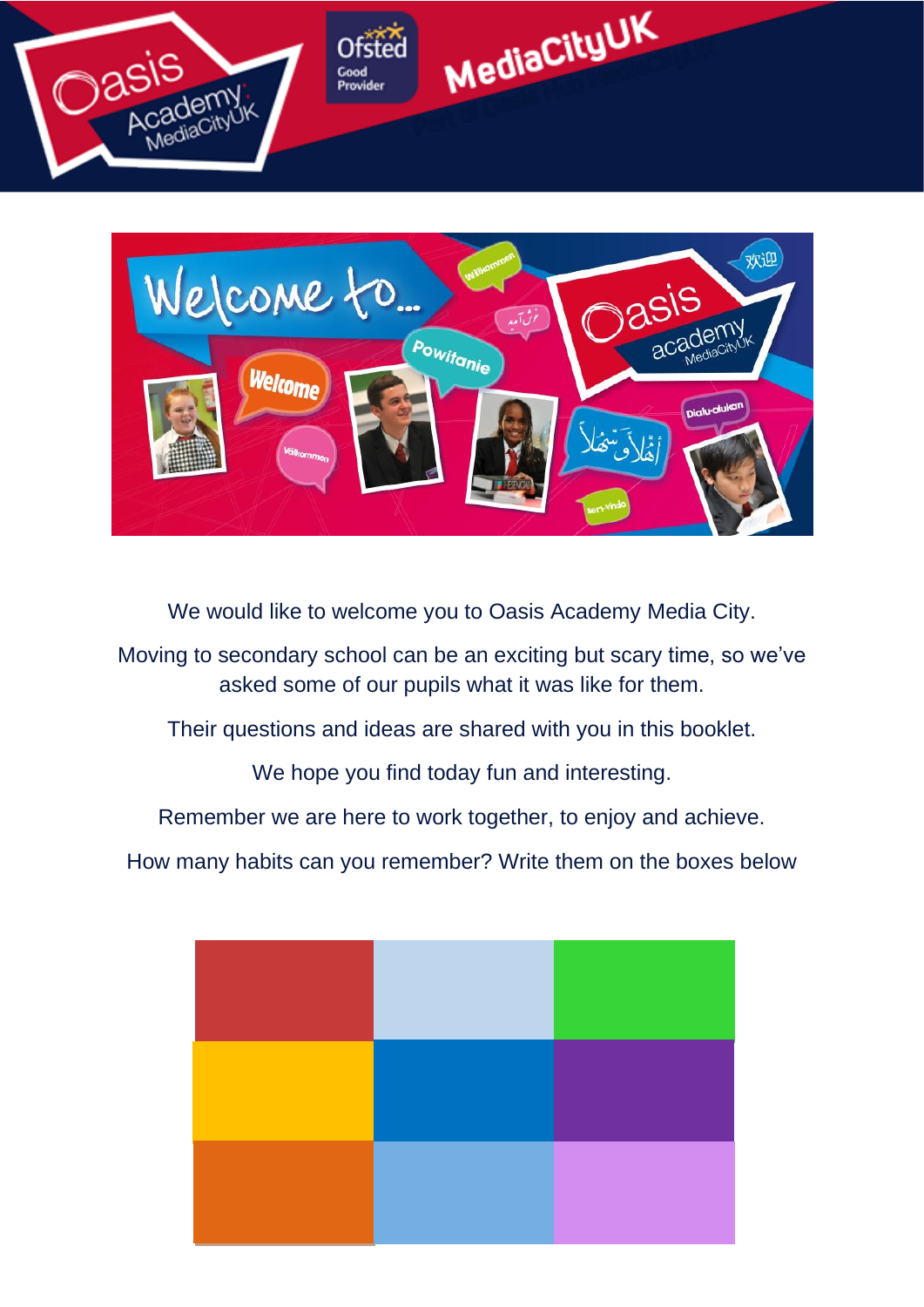We would like to welcome you to Oasis Academy Media City.

Moving to secondary school can be an exciting but scary time, so we've asked some of our pupils what it was like for them.

Their questions and ideas are shared with you in this booklet.

We hope you find today fun and interesting.

Remember we are here to work together, to enjoy and achieve.

How many habits can you remember? Write them on the boxes below

| | | |
|---|---|---|
| | | |
| | | |
| | | |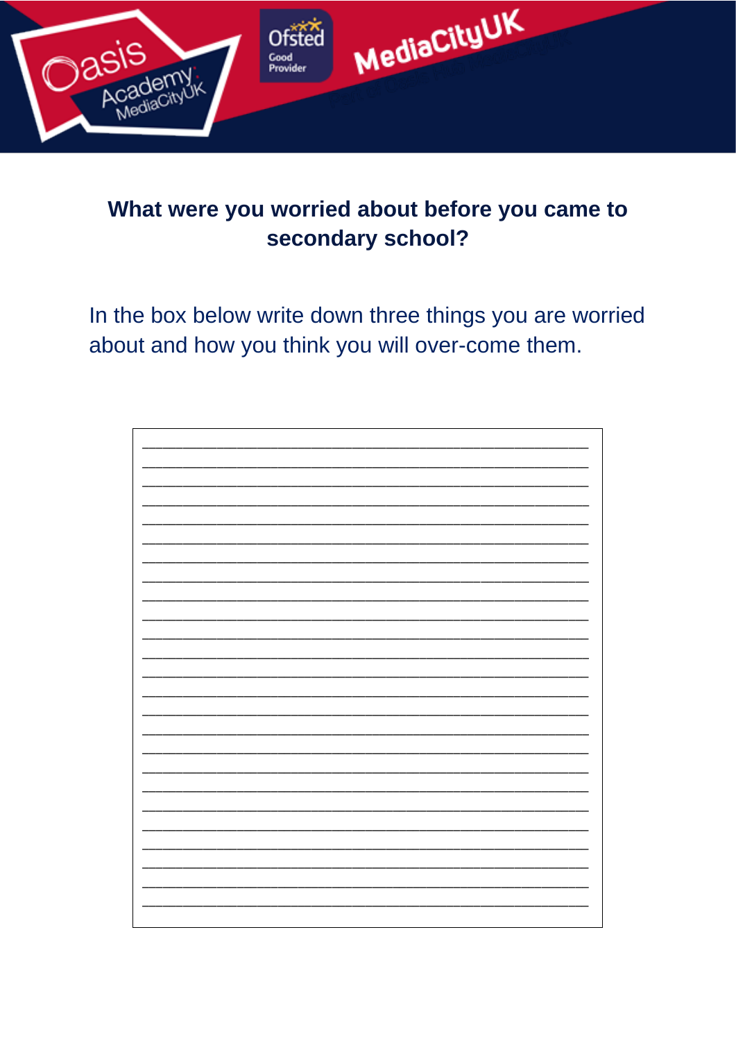## What were you worried about before you came to secondary school?

In the box below write down three things you are worried about and how you think you will over-come them.

__________________________________________________

__________________________________________________

__________________________________________________

__________________________________________________

__________________________________________________

__________________________________________________

__________________________________________________

__________________________________________________

__________________________________________________

__________________________________________________

__________________________________________________

__________________________________________________

__________________________________________________

__________________________________________________

__________________________________________________

__________________________________________________

__________________________________________________

__________________________________________________

__________________________________________________

__________________________________________________

__________________________________________________

__________________________________________________

__________________________________________________

__________________________________________________

__________________________________________________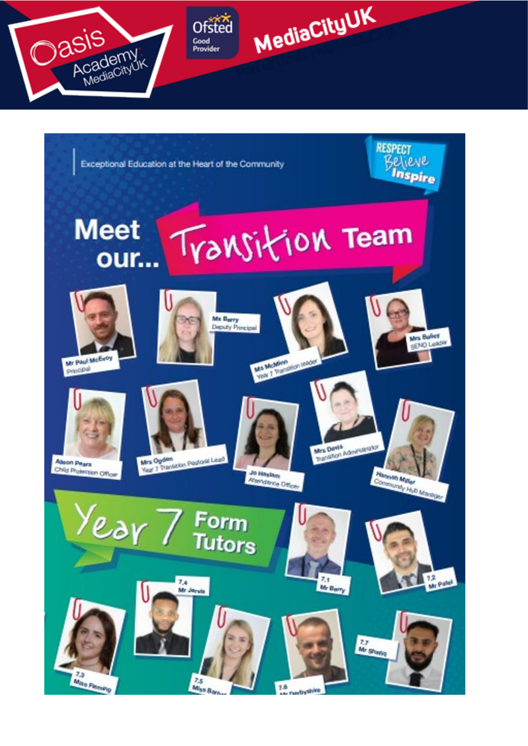Oasis Academy MediaCityUK

Ofsted Good Provider

MediaCityUK

Exceptional Education at the Heart of the Community

RESPECT Believe Inspire

# Meet our... Transition Team

- Mr Paul McEvoy – Principal
- Ms Barry – Deputy Principal
- Ms McMinn – Year 7 Transition leader
- Mrs Bailey – SEND Leader
- Alison Pears – Child Protection Officer
- Mrs Ogden – Year 7 Transition Pastoral Lead
- Jo Haslam – Attendance Officer
- Mrs Davis – Transition Administrator
- Hannah Miller – Community Hub Manager

## Year 7 Form Tutors

- 7.1 Mr Barry
- 7.2 Mr Patel
- 7.3 Miss Fleming
- 7.4 Mr Jervis
- 7.5 Miss Barn...
- 7.6 Mr Derbyshire
- 7.7 Mr Shafiq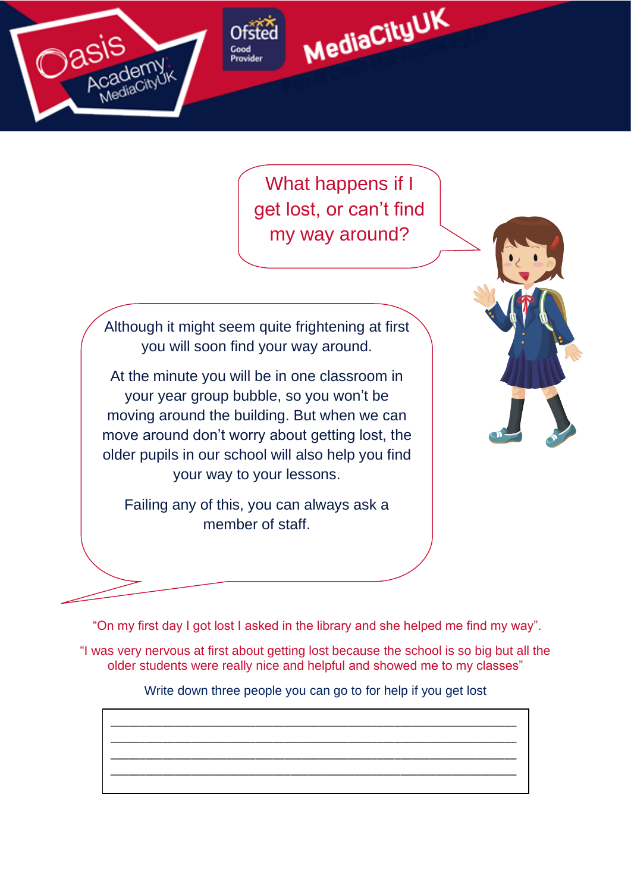## What happens if I get lost, or can't find my way around?

Although it might seem quite frightening at first you will soon find your way around.

At the minute you will be in one classroom in your year group bubble, so you won't be moving around the building. But when we can move around don't worry about getting lost, the older pupils in our school will also help you find your way to your lessons.

Failing any of this, you can always ask a member of staff.

"On my first day I got lost I asked in the library and she helped me find my way".

"I was very nervous at first about getting lost because the school is so big but all the older students were really nice and helpful and showed me to my classes"

Write down three people you can go to for help if you get lost

| |
|---|
| ______________________________________________ |
| ______________________________________________ |
| ______________________________________________ |
| ______________________________________________ |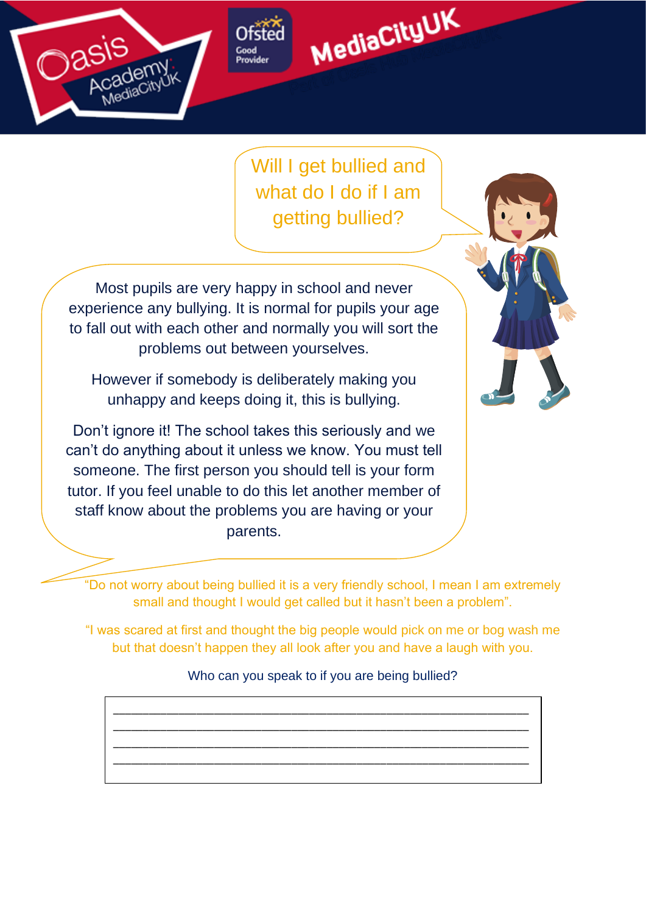## Will I get bullied and what do I do if I am getting bullied?

Most pupils are very happy in school and never experience any bullying. It is normal for pupils your age to fall out with each other and normally you will sort the problems out between yourselves.

However if somebody is deliberately making you unhappy and keeps doing it, this is bullying.

Don't ignore it! The school takes this seriously and we can't do anything about it unless we know. You must tell someone. The first person you should tell is your form tutor. If you feel unable to do this let another member of staff know about the problems you are having or your parents.

"Do not worry about being bullied it is a very friendly school, I mean I am extremely small and thought I would get called but it hasn't been a problem".

"I was scared at first and thought the big people would pick on me or bog wash me but that doesn't happen they all look after you and have a laugh with you.

Who can you speak to if you are being bullied?

\_\_\_\_\_\_\_\_\_\_\_\_\_\_\_\_\_\_\_\_\_\_\_\_\_\_\_\_\_\_\_\_\_\_\_\_\_\_\_\_\_\_\_\_\_\_\_\_\_\_\_\_\_\_\_\_
\_\_\_\_\_\_\_\_\_\_\_\_\_\_\_\_\_\_\_\_\_\_\_\_\_\_\_\_\_\_\_\_\_\_\_\_\_\_\_\_\_\_\_\_\_\_\_\_\_\_\_\_\_\_\_\_
\_\_\_\_\_\_\_\_\_\_\_\_\_\_\_\_\_\_\_\_\_\_\_\_\_\_\_\_\_\_\_\_\_\_\_\_\_\_\_\_\_\_\_\_\_\_\_\_\_\_\_\_\_\_\_\_
\_\_\_\_\_\_\_\_\_\_\_\_\_\_\_\_\_\_\_\_\_\_\_\_\_\_\_\_\_\_\_\_\_\_\_\_\_\_\_\_\_\_\_\_\_\_\_\_\_\_\_\_\_\_\_\_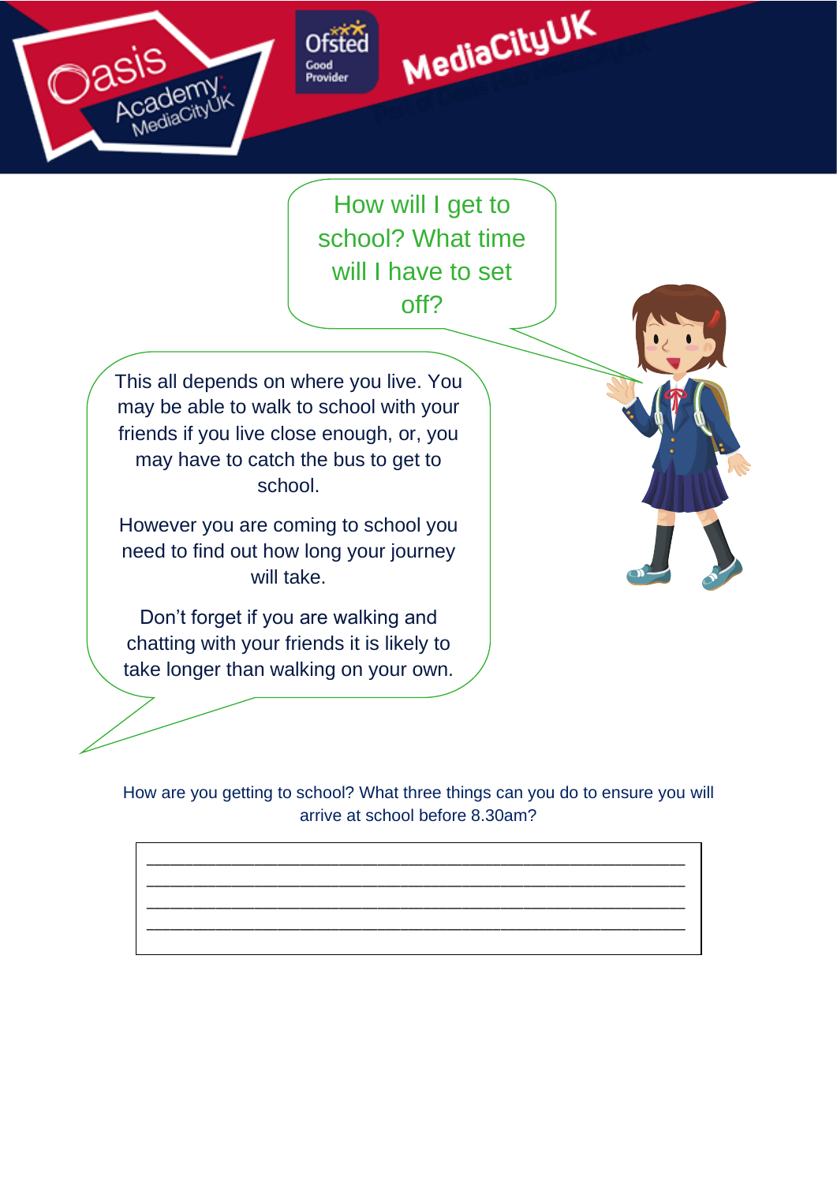How will I get to school? What time will I have to set off?

This all depends on where you live. You may be able to walk to school with your friends if you live close enough, or, you may have to catch the bus to get to school.

However you are coming to school you need to find out how long your journey will take.

Don't forget if you are walking and chatting with your friends it is likely to take longer than walking on your own.

How are you getting to school? What three things can you do to ensure you will arrive at school before 8.30am?

\_\_\_\_\_\_\_\_\_\_\_\_\_\_\_\_\_\_\_\_\_\_\_\_\_\_\_\_\_\_\_\_\_\_\_\_\_\_\_\_\_\_\_\_\_\_\_\_\_\_

\_\_\_\_\_\_\_\_\_\_\_\_\_\_\_\_\_\_\_\_\_\_\_\_\_\_\_\_\_\_\_\_\_\_\_\_\_\_\_\_\_\_\_\_\_\_\_\_\_\_

\_\_\_\_\_\_\_\_\_\_\_\_\_\_\_\_\_\_\_\_\_\_\_\_\_\_\_\_\_\_\_\_\_\_\_\_\_\_\_\_\_\_\_\_\_\_\_\_\_\_

\_\_\_\_\_\_\_\_\_\_\_\_\_\_\_\_\_\_\_\_\_\_\_\_\_\_\_\_\_\_\_\_\_\_\_\_\_\_\_\_\_\_\_\_\_\_\_\_\_\_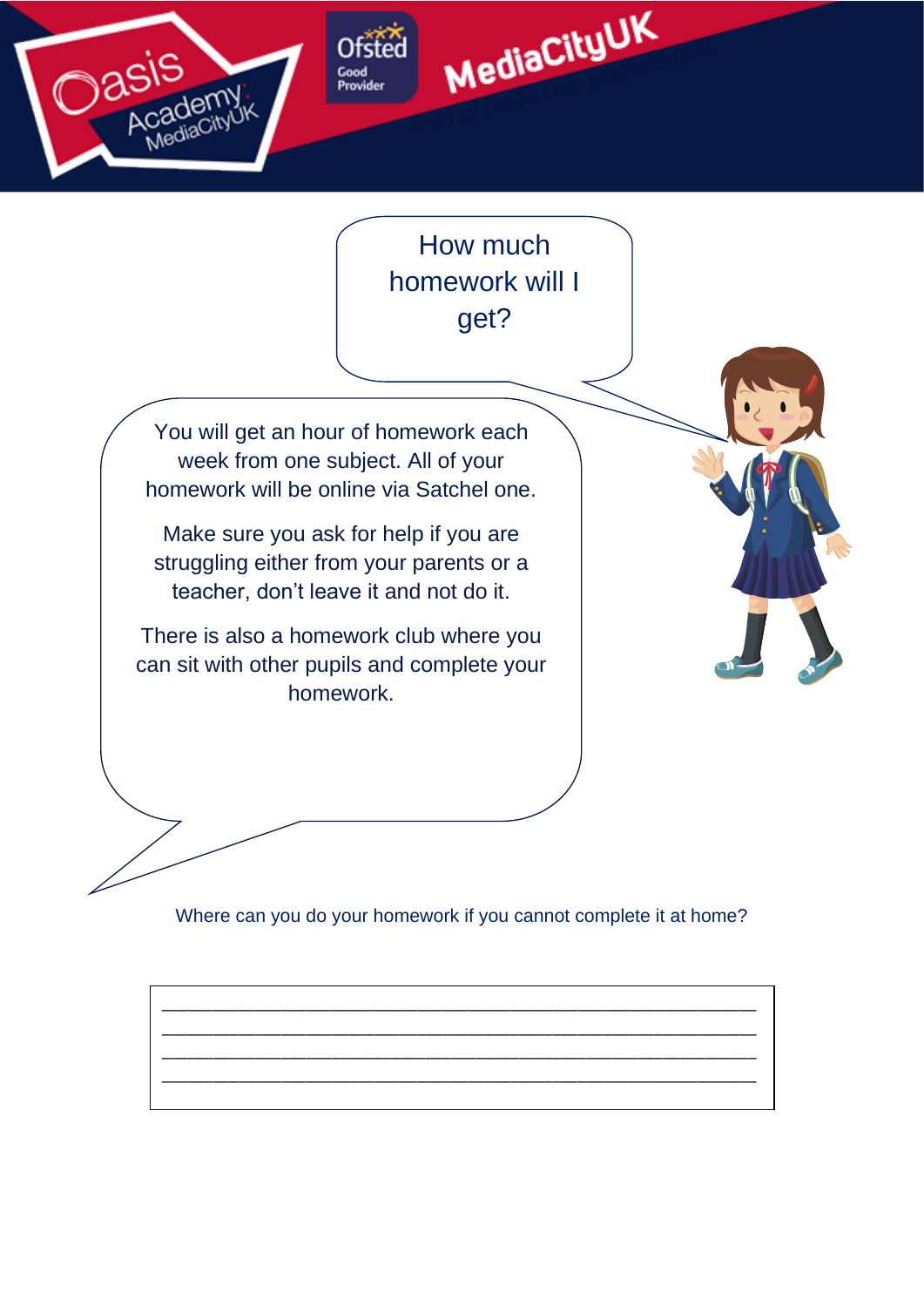## How much homework will I get?

You will get an hour of homework each week from one subject. All of your homework will be online via Satchel one.

Make sure you ask for help if you are struggling either from your parents or a teacher, don't leave it and not do it.

There is also a homework club where you can sit with other pupils and complete your homework.

Where can you do your homework if you cannot complete it at home?

______________________________________________________________________
______________________________________________________________________
______________________________________________________________________
______________________________________________________________________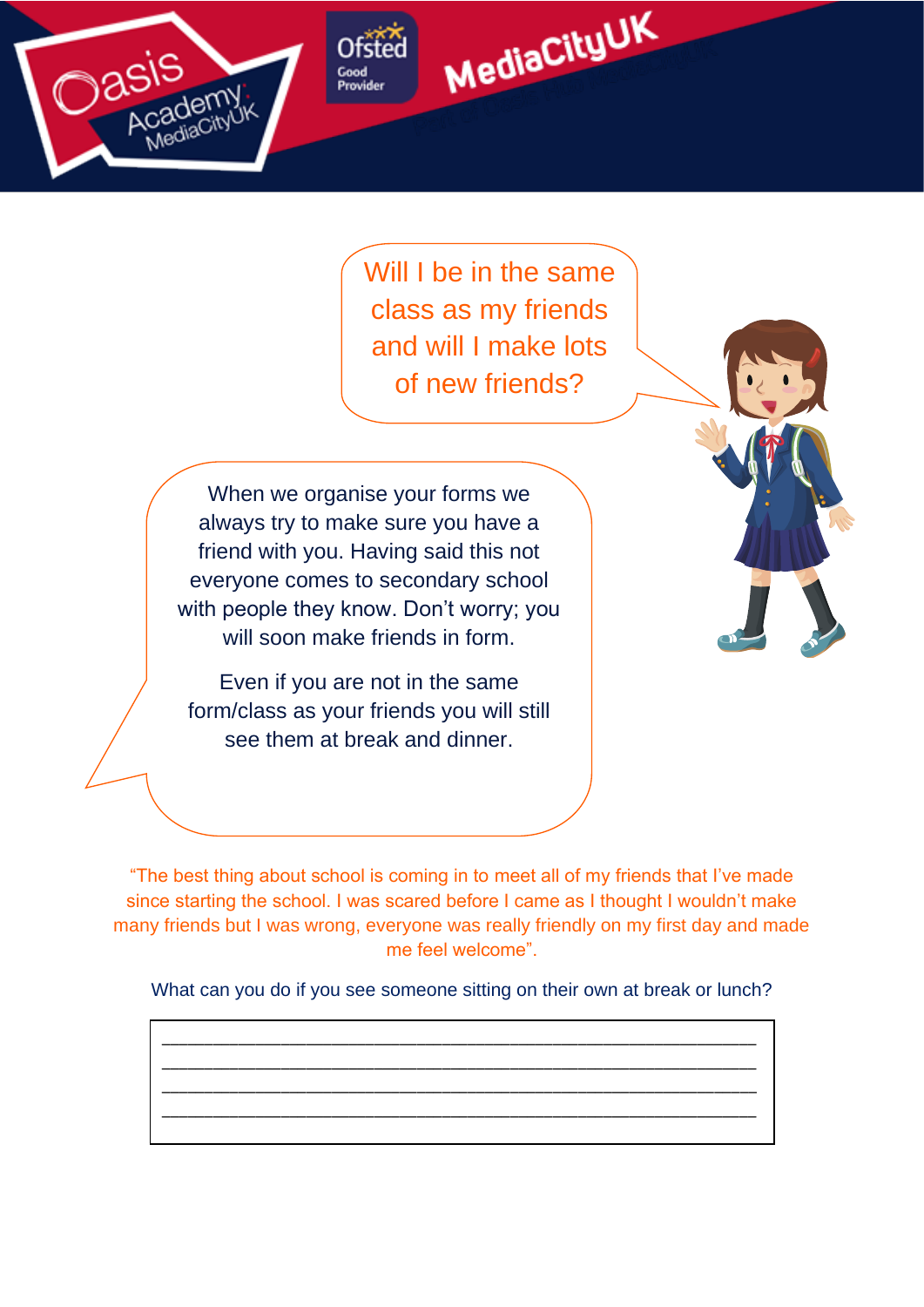Will I be in the same class as my friends and will I make lots of new friends?

When we organise your forms we always try to make sure you have a friend with you. Having said this not everyone comes to secondary school with people they know. Don't worry; you will soon make friends in form.

Even if you are not in the same form/class as your friends you will still see them at break and dinner.

"The best thing about school is coming in to meet all of my friends that I've made since starting the school. I was scared before I came as I thought I wouldn't make many friends but I was wrong, everyone was really friendly on my first day and made me feel welcome".

What can you do if you see someone sitting on their own at break or lunch?

| |
|---|
| ________________________________________________ |
| ________________________________________________ |
| ________________________________________________ |
| ________________________________________________ |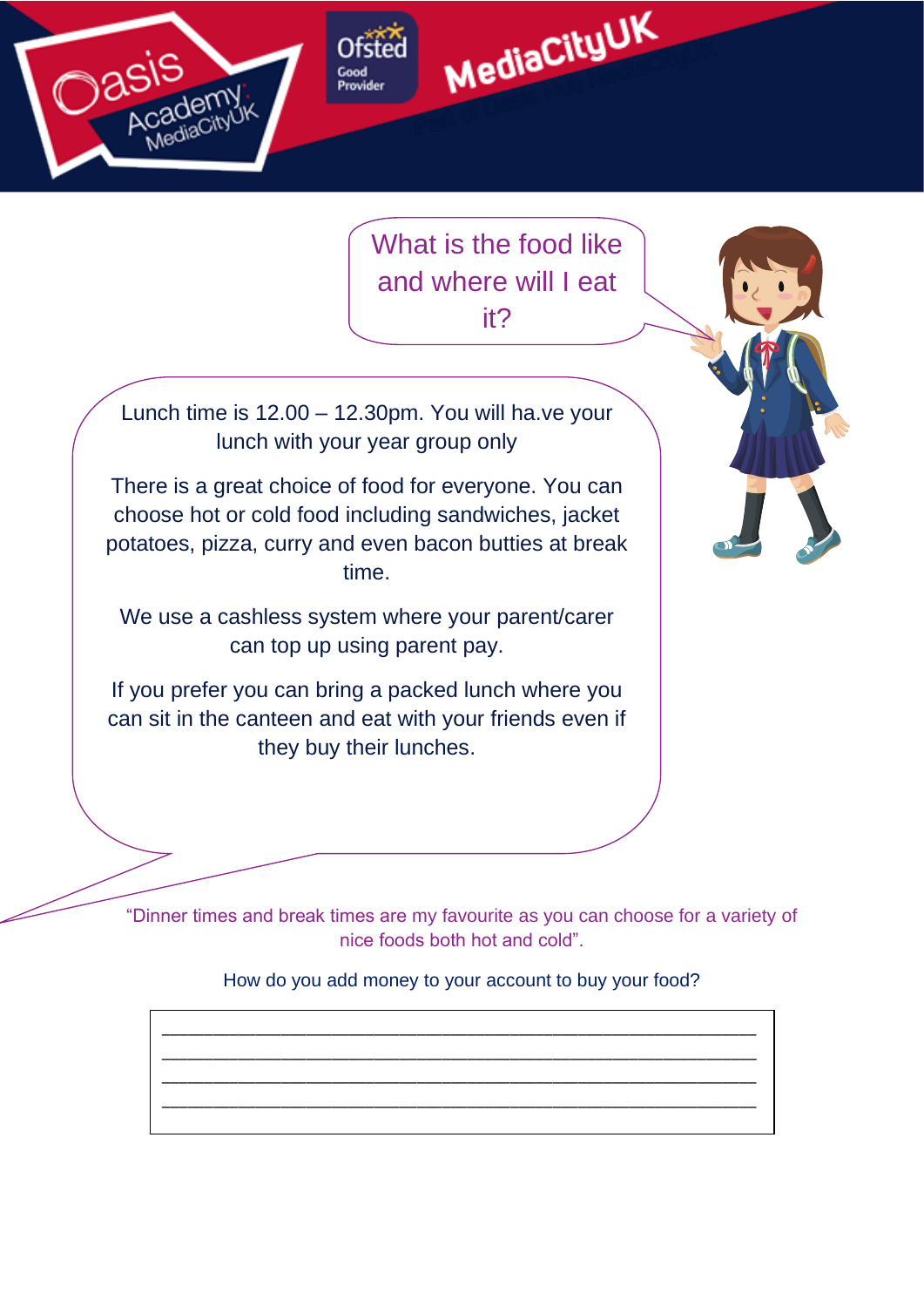## What is the food like and where will I eat it?

Lunch time is 12.00 – 12.30pm. You will ha.ve your lunch with your year group only

There is a great choice of food for everyone. You can choose hot or cold food including sandwiches, jacket potatoes, pizza, curry and even bacon butties at break time.

We use a cashless system where your parent/carer can top up using parent pay.

If you prefer you can bring a packed lunch where you can sit in the canteen and eat with your friends even if they buy their lunches.

"Dinner times and break times are my favourite as you can choose for a variety of nice foods both hot and cold".

How do you add money to your account to buy your food?

______________________________________________________

______________________________________________________

______________________________________________________

______________________________________________________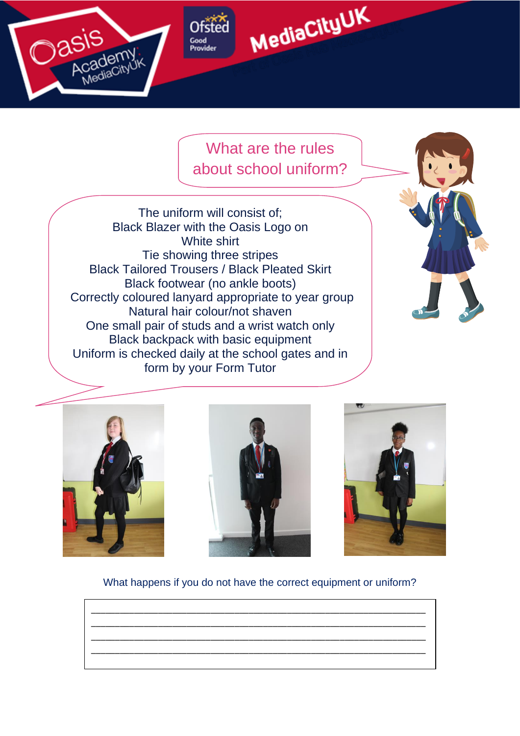## What are the rules about school uniform?

The uniform will consist of;
Black Blazer with the Oasis Logo on
White shirt
Tie showing three stripes
Black Tailored Trousers / Black Pleated Skirt
Black footwear (no ankle boots)
Correctly coloured lanyard appropriate to year group
Natural hair colour/not shaven
One small pair of studs and a wrist watch only
Black backpack with basic equipment
Uniform is checked daily at the school gates and in form by your Form Tutor

What happens if you do not have the correct equipment or uniform?

\_\_\_\_\_\_\_\_\_\_\_\_\_\_\_\_\_\_\_\_\_\_\_\_\_\_\_\_\_\_\_\_\_\_\_\_\_\_\_\_\_\_\_\_\_\_\_\_\_\_\_\_\_\_
\_\_\_\_\_\_\_\_\_\_\_\_\_\_\_\_\_\_\_\_\_\_\_\_\_\_\_\_\_\_\_\_\_\_\_\_\_\_\_\_\_\_\_\_\_\_\_\_\_\_\_\_\_\_
\_\_\_\_\_\_\_\_\_\_\_\_\_\_\_\_\_\_\_\_\_\_\_\_\_\_\_\_\_\_\_\_\_\_\_\_\_\_\_\_\_\_\_\_\_\_\_\_\_\_\_\_\_\_
\_\_\_\_\_\_\_\_\_\_\_\_\_\_\_\_\_\_\_\_\_\_\_\_\_\_\_\_\_\_\_\_\_\_\_\_\_\_\_\_\_\_\_\_\_\_\_\_\_\_\_\_\_\_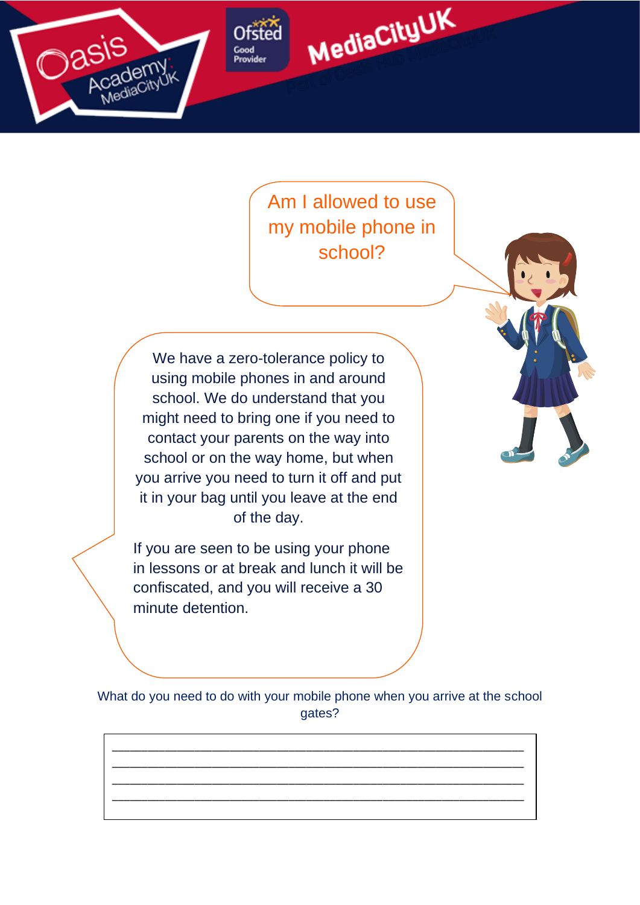Am I allowed to use my mobile phone in school?

We have a zero-tolerance policy to using mobile phones in and around school. We do understand that you might need to bring one if you need to contact your parents on the way into school or on the way home, but when you arrive you need to turn it off and put it in your bag until you leave at the end of the day.

If you are seen to be using your phone in lessons or at break and lunch it will be confiscated, and you will receive a 30 minute detention.

What do you need to do with your mobile phone when you arrive at the school gates?

\_\_\_\_\_\_\_\_\_\_\_\_\_\_\_\_\_\_\_\_\_\_\_\_\_\_\_\_\_\_\_\_\_\_\_\_\_\_\_\_\_\_\_\_\_\_\_\_\_\_\_\_\_\_\_\_\_\_\_\_

\_\_\_\_\_\_\_\_\_\_\_\_\_\_\_\_\_\_\_\_\_\_\_\_\_\_\_\_\_\_\_\_\_\_\_\_\_\_\_\_\_\_\_\_\_\_\_\_\_\_\_\_\_\_\_\_\_\_\_\_

\_\_\_\_\_\_\_\_\_\_\_\_\_\_\_\_\_\_\_\_\_\_\_\_\_\_\_\_\_\_\_\_\_\_\_\_\_\_\_\_\_\_\_\_\_\_\_\_\_\_\_\_\_\_\_\_\_\_\_\_

\_\_\_\_\_\_\_\_\_\_\_\_\_\_\_\_\_\_\_\_\_\_\_\_\_\_\_\_\_\_\_\_\_\_\_\_\_\_\_\_\_\_\_\_\_\_\_\_\_\_\_\_\_\_\_\_\_\_\_\_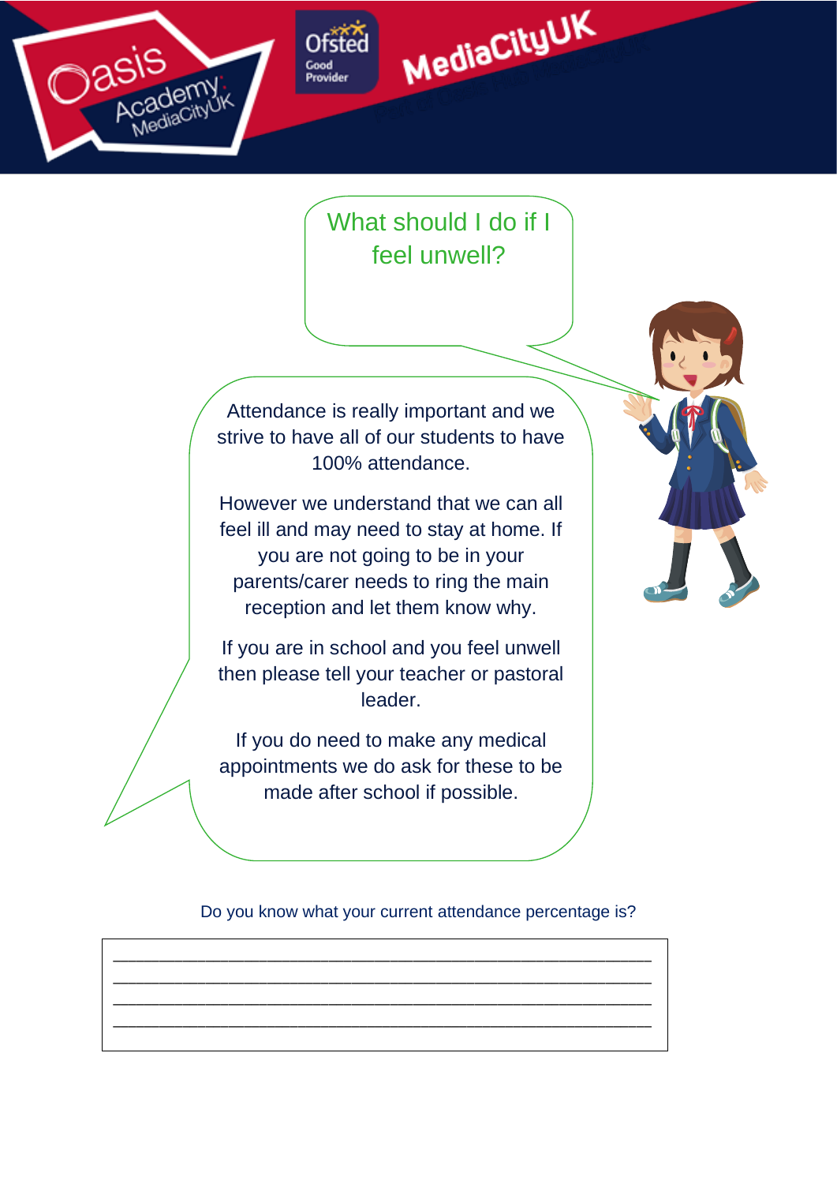## What should I do if I feel unwell?

Attendance is really important and we strive to have all of our students to have 100% attendance.

However we understand that we can all feel ill and may need to stay at home. If you are not going to be in your parents/carer needs to ring the main reception and let them know why.

If you are in school and you feel unwell then please tell your teacher or pastoral leader.

If you do need to make any medical appointments we do ask for these to be made after school if possible.

Do you know what your current attendance percentage is?

\_\_\_\_\_\_\_\_\_\_\_\_\_\_\_\_\_\_\_\_\_\_\_\_\_\_\_\_\_\_\_\_\_\_\_\_\_\_\_\_\_\_\_\_\_\_\_\_\_\_\_\_\_\_

\_\_\_\_\_\_\_\_\_\_\_\_\_\_\_\_\_\_\_\_\_\_\_\_\_\_\_\_\_\_\_\_\_\_\_\_\_\_\_\_\_\_\_\_\_\_\_\_\_\_\_\_\_\_

\_\_\_\_\_\_\_\_\_\_\_\_\_\_\_\_\_\_\_\_\_\_\_\_\_\_\_\_\_\_\_\_\_\_\_\_\_\_\_\_\_\_\_\_\_\_\_\_\_\_\_\_\_\_

\_\_\_\_\_\_\_\_\_\_\_\_\_\_\_\_\_\_\_\_\_\_\_\_\_\_\_\_\_\_\_\_\_\_\_\_\_\_\_\_\_\_\_\_\_\_\_\_\_\_\_\_\_\_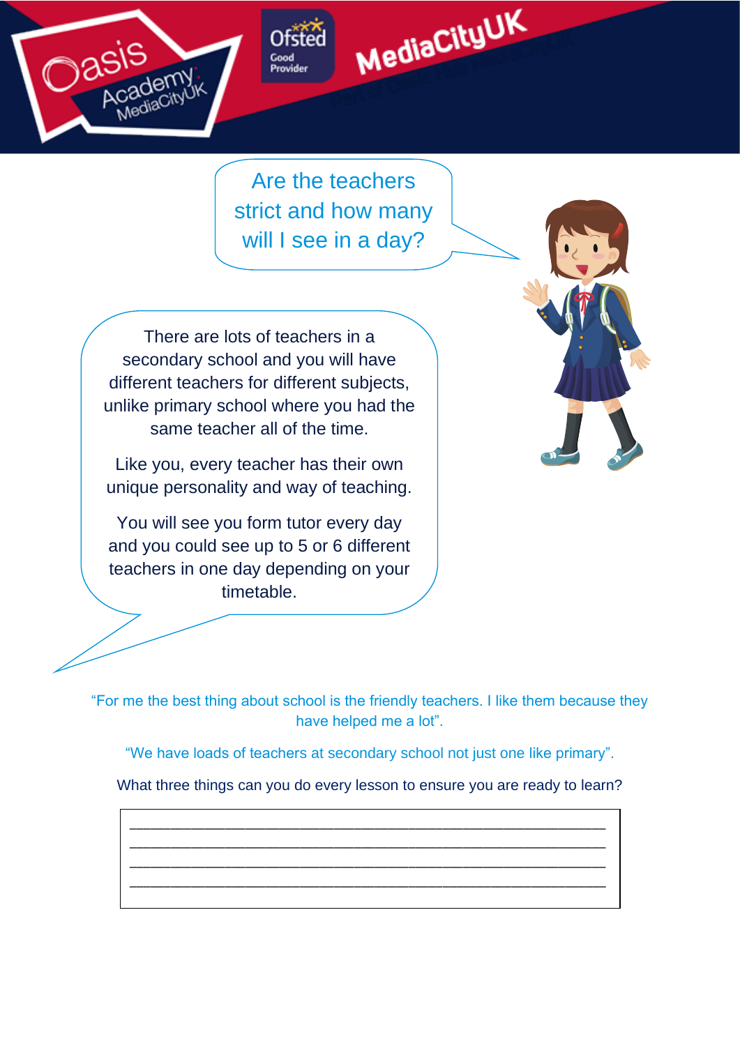## Are the teachers strict and how many will I see in a day?

There are lots of teachers in a secondary school and you will have different teachers for different subjects, unlike primary school where you had the same teacher all of the time.

Like you, every teacher has their own unique personality and way of teaching.

You will see you form tutor every day and you could see up to 5 or 6 different teachers in one day depending on your timetable.

"For me the best thing about school is the friendly teachers. I like them because they have helped me a lot".

"We have loads of teachers at secondary school not just one like primary".

What three things can you do every lesson to ensure you are ready to learn?

______________________________________________________________

______________________________________________________________

______________________________________________________________

______________________________________________________________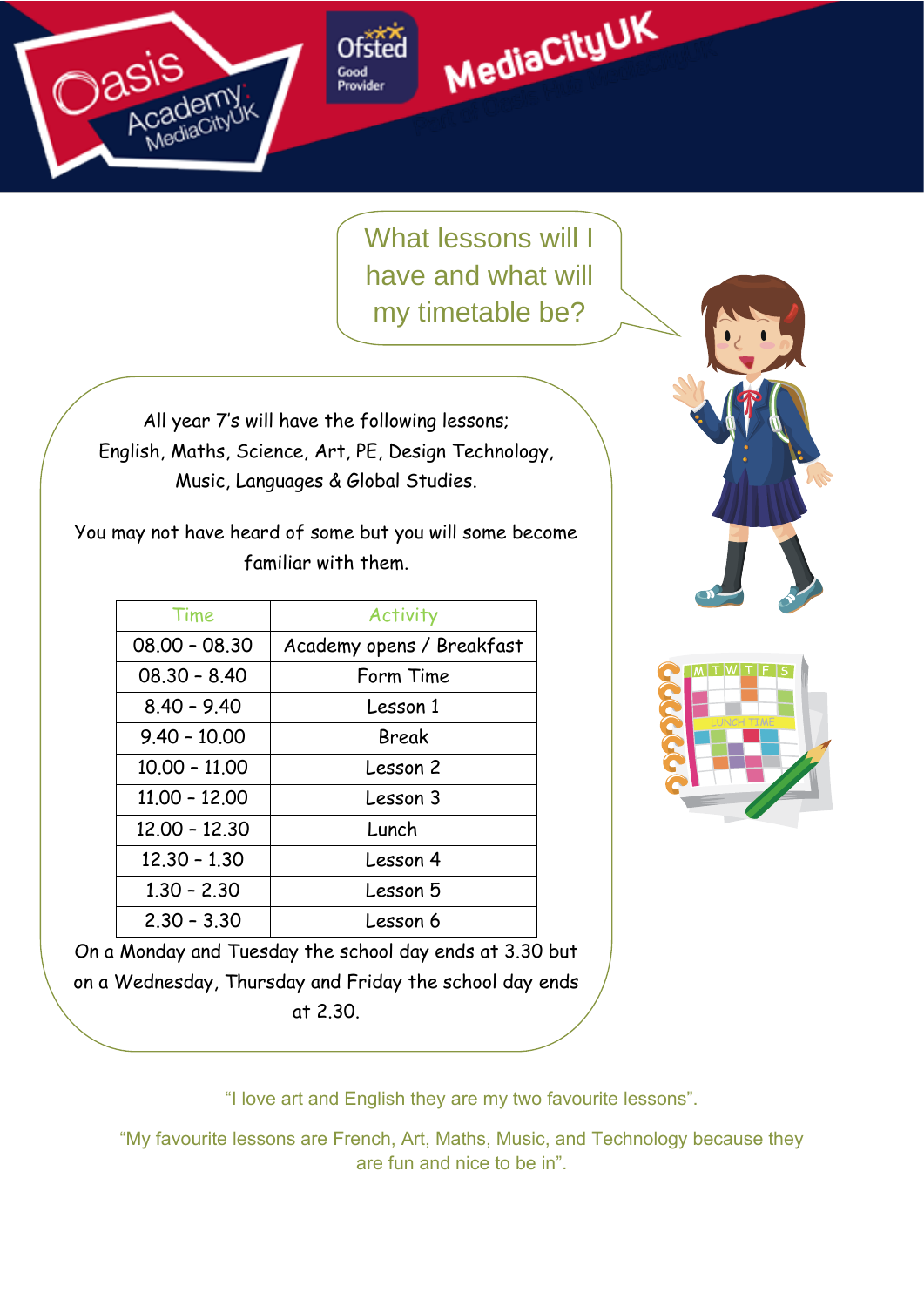## What lessons will I have and what will my timetable be?

All year 7's will have the following lessons; English, Maths, Science, Art, PE, Design Technology, Music, Languages & Global Studies.

You may not have heard of some but you will some become familiar with them.

| Time | Activity |
|---|---|
| 08.00 – 08.30 | Academy opens / Breakfast |
| 08.30 – 8.40 | Form Time |
| 8.40 – 9.40 | Lesson 1 |
| 9.40 – 10.00 | Break |
| 10.00 – 11.00 | Lesson 2 |
| 11.00 – 12.00 | Lesson 3 |
| 12.00 – 12.30 | Lunch |
| 12.30 – 1.30 | Lesson 4 |
| 1.30 – 2.30 | Lesson 5 |
| 2.30 – 3.30 | Lesson 6 |

On a Monday and Tuesday the school day ends at 3.30 but on a Wednesday, Thursday and Friday the school day ends at 2.30.

"I love art and English they are my two favourite lessons".

"My favourite lessons are French, Art, Maths, Music, and Technology because they are fun and nice to be in".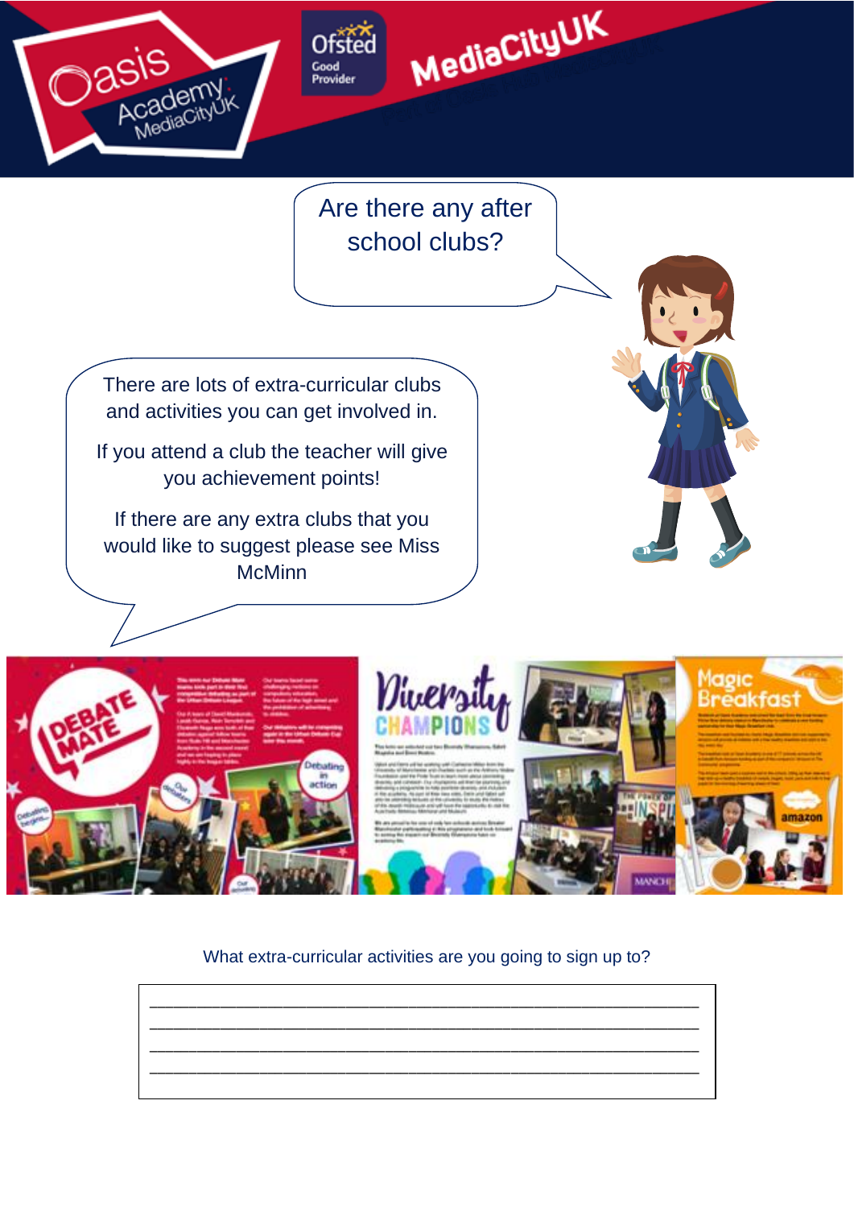Are there any after school clubs?

There are lots of extra-curricular clubs and activities you can get involved in.

If you attend a club the teacher will give you achievement points!

If there are any extra clubs that you would like to suggest please see Miss McMinn

What extra-curricular activities are you going to sign up to?

\_\_\_\_\_\_\_\_\_\_\_\_\_\_\_\_\_\_\_\_\_\_\_\_\_\_\_\_\_\_\_\_\_\_\_\_\_\_\_\_\_\_\_\_\_\_\_\_\_\_\_\_\_\_\_\_

\_\_\_\_\_\_\_\_\_\_\_\_\_\_\_\_\_\_\_\_\_\_\_\_\_\_\_\_\_\_\_\_\_\_\_\_\_\_\_\_\_\_\_\_\_\_\_\_\_\_\_\_\_\_\_\_

\_\_\_\_\_\_\_\_\_\_\_\_\_\_\_\_\_\_\_\_\_\_\_\_\_\_\_\_\_\_\_\_\_\_\_\_\_\_\_\_\_\_\_\_\_\_\_\_\_\_\_\_\_\_\_\_

\_\_\_\_\_\_\_\_\_\_\_\_\_\_\_\_\_\_\_\_\_\_\_\_\_\_\_\_\_\_\_\_\_\_\_\_\_\_\_\_\_\_\_\_\_\_\_\_\_\_\_\_\_\_\_\_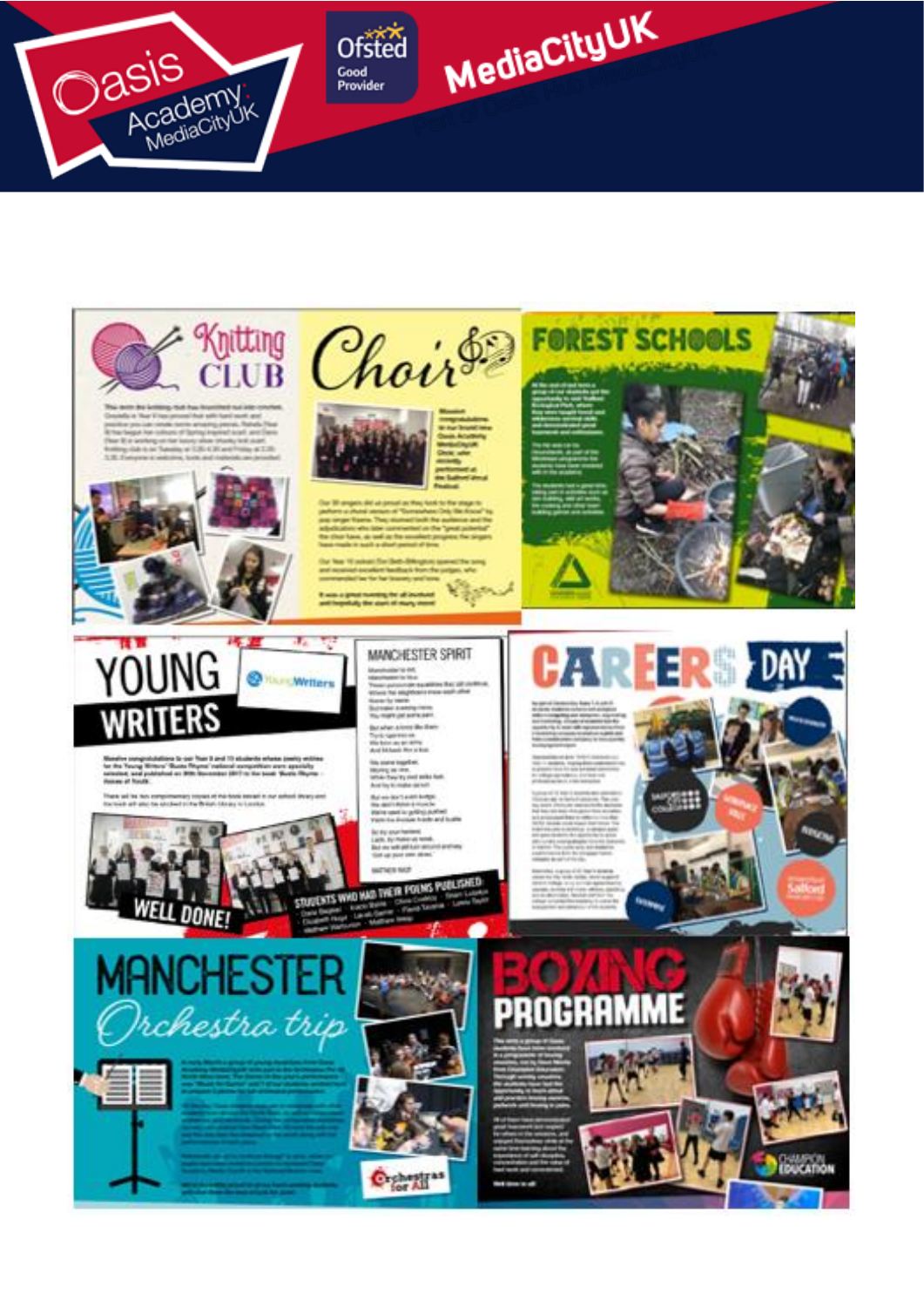Oasis Academy MediaCityUK

Ofsted Good Provider

MediaCityUK

## Knitting Club

## Choir

## Forest Schools

## Young Writers

Massive congratulations to our Year 9 and 10 students whose poetry entries for the Young Writers' 'Busta Rhyme' national competition were specially selected, and published on 30th November 2017 in the book 'Busta Rhyme – Voices of Youth'.

### Manchester Spirit

WELL DONE!

STUDENTS WHO HAD THEIR POEMS PUBLISHED:

## Careers Day

## Manchester Orchestra trip

Orchestras for All

## Boxing Programme

Champion Education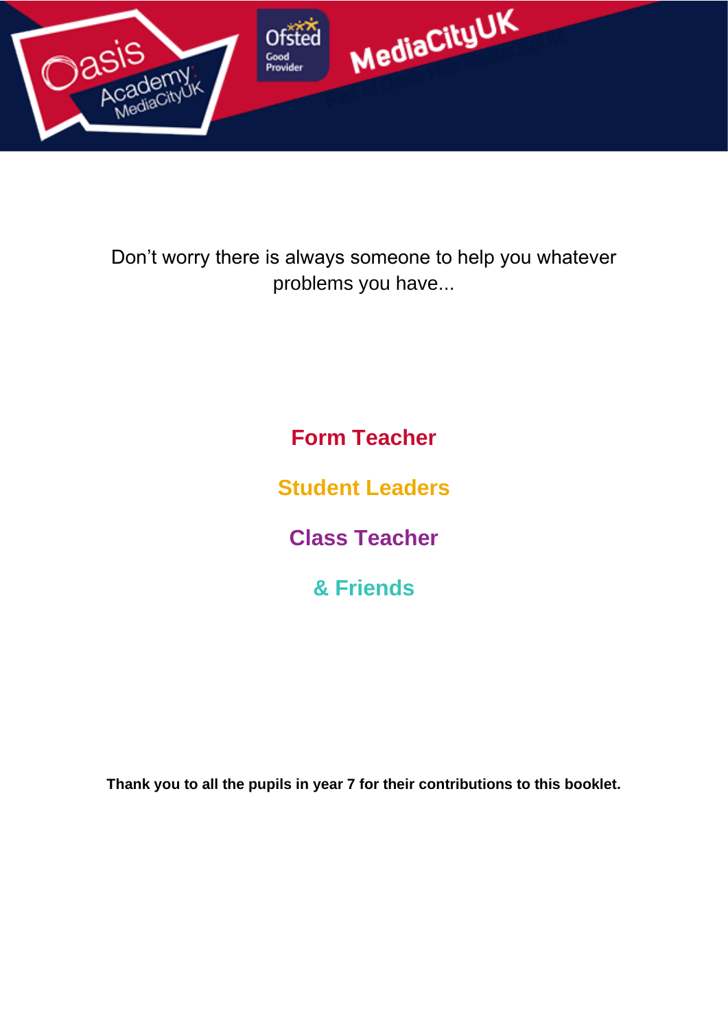Don't worry there is always someone to help you whatever problems you have...

**Form Teacher**

**Student Leaders**

**Class Teacher**

**& Friends**

**Thank you to all the pupils in year 7 for their contributions to this booklet.**